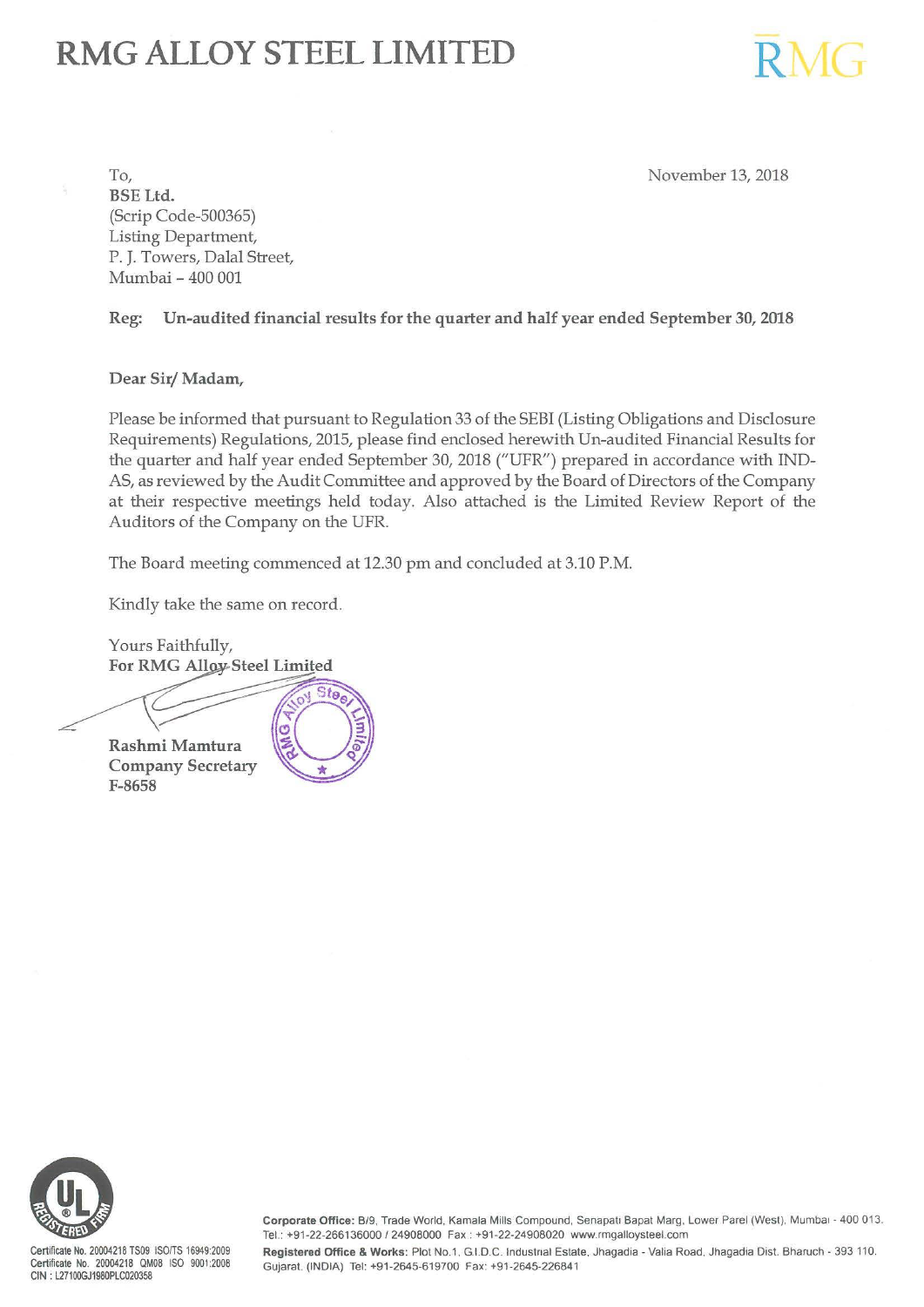# RMG ALLOY STEEL LIMITED

RMG

To,
**BSE Ltd.**
(Scrip Code-500365)
Listing Department,
P. J. Towers, Dalal Street,
Mumbai – 400 001

November 13, 2018

**Reg: Un-audited financial results for the quarter and half year ended September 30, 2018**

**Dear Sir/ Madam,**

Please be informed that pursuant to Regulation 33 of the SEBI (Listing Obligations and Disclosure Requirements) Regulations, 2015, please find enclosed herewith Un-audited Financial Results for the quarter and half year ended September 30, 2018 ("UFR") prepared in accordance with IND-AS, as reviewed by the Audit Committee and approved by the Board of Directors of the Company at their respective meetings held today. Also attached is the Limited Review Report of the Auditors of the Company on the UFR.

The Board meeting commenced at 12.30 pm and concluded at 3.10 P.M.

Kindly take the same on record.

Yours Faithfully,
**For RMG Alloy Steel Limited**

**Rashmi Mamtura**
**Company Secretary**
**F-8658**

Certificate No. 20004218 TS09 ISO/TS 16949:2009
Certificate No. 20004218 QM08 ISO 9001:2008
CIN : L27100GJ1980PLC020358

**Corporate Office:** B/9, Trade World, Kamala Mills Compound, Senapati Bapat Marg, Lower Parel (West), Mumbai - 400 013. Tel.: +91-22-266136000 / 24908000 Fax : +91-22-24908020 www.rmgalloysteel.com

**Registered Office & Works:** Plot No.1, G.I.D.C. Industrial Estate, Jhagadia - Valia Road, Jhagadia Dist. Bharuch - 393 110. Gujarat. (INDIA) Tel: +91-2645-619700 Fax: +91-2645-226841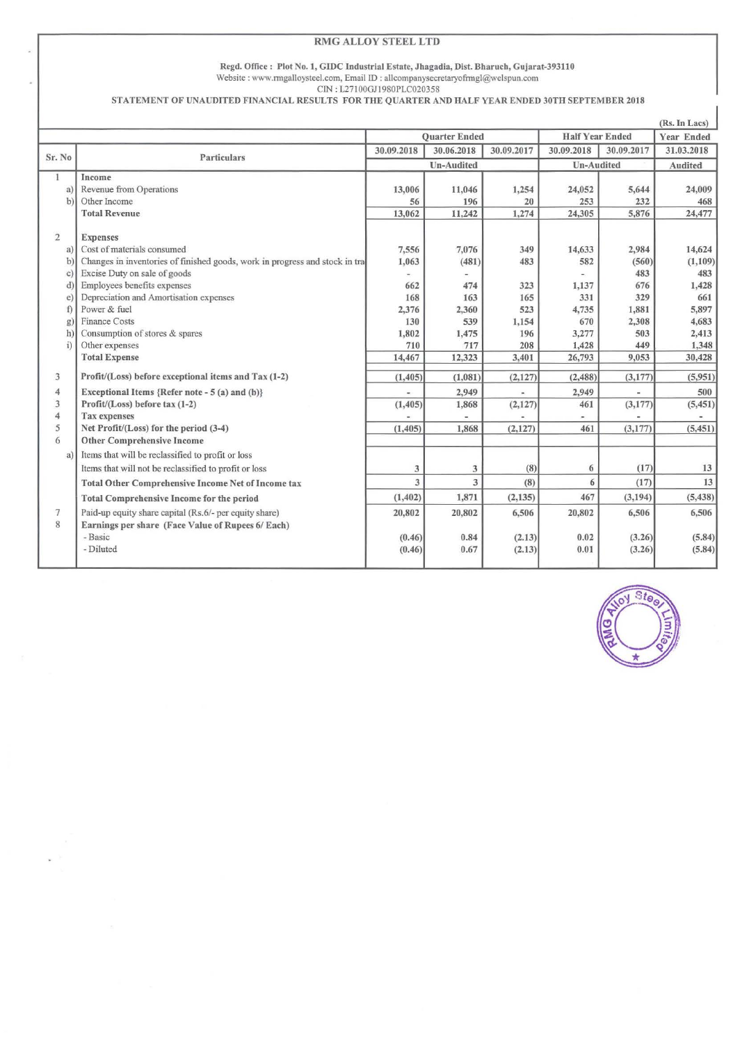# RMG ALLOY STEEL LTD

**Regd. Office : Plot No. 1, GIDC Industrial Estate, Jhagadia, Dist. Bharuch, Gujarat-393110**
Website : www.rmgalloysteel.com, Email ID : allcompanysecretaryofrmgl@welspun.com
CIN : L27100GJ1980PLC020358

**STATEMENT OF UNAUDITED FINANCIAL RESULTS FOR THE QUARTER AND HALF YEAR ENDED 30TH SEPTEMBER 2018**

(Rs. In Lacs)

| Sr. No | | Particulars | Quarter Ended | | | Half Year Ended | | Year Ended |
|---|---|---|---|---|---|---|---|---|
| | | | 30.09.2018 | 30.06.2018 | 30.09.2017 | 30.09.2018 | 30.09.2017 | 31.03.2018 |
| | | | Un-Audited | | | Un-Audited | | Audited |
| 1 | | **Income** | | | | | | |
| | a) | Revenue from Operations | 13,006 | 11,046 | 1,254 | 24,052 | 5,644 | 24,009 |
| | b) | Other Income | 56 | 196 | 20 | 253 | 232 | 468 |
| | | **Total Revenue** | 13,062 | 11,242 | 1,274 | 24,305 | 5,876 | 24,477 |
| 2 | | **Expenses** | | | | | | |
| | a) | Cost of materials consumed | 7,556 | 7,076 | 349 | 14,633 | 2,984 | 14,624 |
| | b) | Changes in inventories of finished goods, work in progress and stock in tra | 1,063 | (481) | 483 | 582 | (560) | (1,109) |
| | c) | Excise Duty on sale of goods | - | - | | - | 483 | 483 |
| | d) | Employees benefits expenses | 662 | 474 | 323 | 1,137 | 676 | 1,428 |
| | e) | Depreciation and Amortisation expenses | 168 | 163 | 165 | 331 | 329 | 661 |
| | f) | Power & fuel | 2,376 | 2,360 | 523 | 4,735 | 1,881 | 5,897 |
| | g) | Finance Costs | 130 | 539 | 1,154 | 670 | 2,308 | 4,683 |
| | h) | Consumption of stores & spares | 1,802 | 1,475 | 196 | 3,277 | 503 | 2,413 |
| | i) | Other expenses | 710 | 717 | 208 | 1,428 | 449 | 1,348 |
| | | **Total Expense** | 14,467 | 12,323 | 3,401 | 26,793 | 9,053 | 30,428 |
| 3 | | **Profit/(Loss) before exceptional items and Tax (1-2)** | (1,405) | (1,081) | (2,127) | (2,488) | (3,177) | (5,951) |
| 4 | | **Exceptional Items {Refer note - 5 (a) and (b)}** | - | 2,949 | - | 2,949 | - | 500 |
| 3 | | **Profit/(Loss) before tax (1-2)** | (1,405) | 1,868 | (2,127) | 461 | (3,177) | (5,451) |
| 4 | | **Tax expenses** | - | - | - | - | - | - |
| 5 | | **Net Profit/(Loss) for the period (3-4)** | (1,405) | 1,868 | (2,127) | 461 | (3,177) | (5,451) |
| 6 | | **Other Comprehensive Income** | | | | | | |
| | a) | Items that will be reclassified to profit or loss | | | | | | |
| | | Items that will not be reclassified to profit or loss | 3 | 3 | (8) | 6 | (17) | 13 |
| | | **Total Other Comprehensive Income Net of Income tax** | 3 | 3 | (8) | 6 | (17) | 13 |
| | | **Total Comprehensive Income for the period** | (1,402) | 1,871 | (2,135) | 467 | (3,194) | (5,438) |
| 7 | | Paid-up equity share capital (Rs.6/- per equity share) | 20,802 | 20,802 | 6,506 | 20,802 | 6,506 | 6,506 |
| 8 | | **Earnings per share (Face Value of Rupees 6/ Each)** | | | | | | |
| | | - Basic | (0.46) | 0.84 | (2.13) | 0.02 | (3.26) | (5.84) |
| | | - Diluted | (0.46) | 0.67 | (2.13) | 0.01 | (3.26) | (5.84) |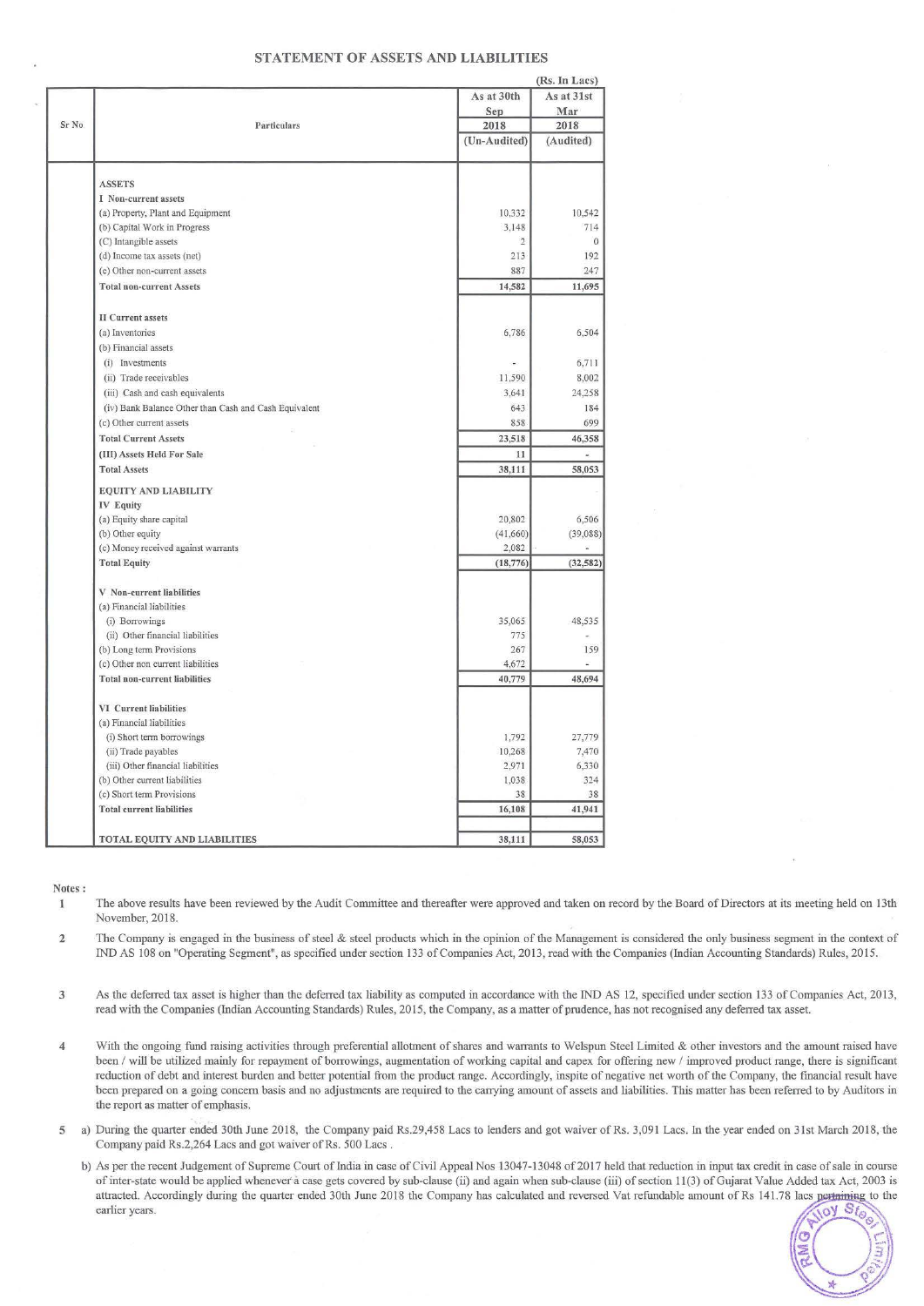## STATEMENT OF ASSETS AND LIABILITIES

(Rs. In Lacs)

| Sr No | Particulars | As at 30th Sep 2018 (Un-Audited) | As at 31st Mar 2018 (Audited) |
|---|---|---|---|
| | **ASSETS** | | |
| | **I Non-current assets** | | |
| | (a) Property, Plant and Equipment | 10,332 | 10,542 |
| | (b) Capital Work in Progress | 3,148 | 714 |
| | (C) Intangible assets | 2 | 0 |
| | (d) Income tax assets (net) | 213 | 192 |
| | (e) Other non-current assets | 887 | 247 |
| | **Total non-current Assets** | **14,582** | **11,695** |
| | **II Current assets** | | |
| | (a) Inventories | 6,786 | 6,504 |
| | (b) Financial assets | | |
| | (i) Investments | - | 6,711 |
| | (ii) Trade receivables | 11,590 | 8,002 |
| | (iii) Cash and cash equivalents | 3,641 | 24,258 |
| | (iv) Bank Balance Other than Cash and Cash Equivalent | 643 | 184 |
| | (c) Other current assets | 858 | 699 |
| | **Total Current Assets** | **23,518** | **46,358** |
| | **(III) Assets Held For Sale** | **11** | - |
| | **Total Assets** | **38,111** | **58,053** |
| | **EQUITY AND LIABILITY** | | |
| | **IV Equity** | | |
| | (a) Equity share capital | 20,802 | 6,506 |
| | (b) Other equity | (41,660) | (39,088) |
| | (c) Money received against warrants | 2,082 | - |
| | **Total Equity** | **(18,776)** | **(32,582)** |
| | **V Non-current liabilities** | | |
| | (a) Financial liabilities | | |
| | (i) Borrowings | 35,065 | 48,535 |
| | (ii) Other financial liabilities | 775 | - |
| | (b) Long term Provisions | 267 | 159 |
| | (c) Other non current liabilities | 4,672 | - |
| | **Total non-current liabilities** | **40,779** | **48,694** |
| | **VI Current liabilities** | | |
| | (a) Financial liabilities | | |
| | (i) Short term borrowings | 1,792 | 27,779 |
| | (ii) Trade payables | 10,268 | 7,470 |
| | (iii) Other financial liabilities | 2,971 | 6,330 |
| | (b) Other current liabilities | 1,038 | 324 |
| | (c) Short term Provisions | 38 | 38 |
| | **Total current liabilities** | **16,108** | **41,941** |
| | **TOTAL EQUITY AND LIABILITIES** | **38,111** | **58,053** |

**Notes :**

1. The above results have been reviewed by the Audit Committee and thereafter were approved and taken on record by the Board of Directors at its meeting held on 13th November, 2018.

2. The Company is engaged in the business of steel & steel products which in the opinion of the Management is considered the only business segment in the context of IND AS 108 on "Operating Segment", as specified under section 133 of Companies Act, 2013, read with the Companies (Indian Accounting Standards) Rules, 2015.

3. As the deferred tax asset is higher than the deferred tax liability as computed in accordance with the IND AS 12, specified under section 133 of Companies Act, 2013, read with the Companies (Indian Accounting Standards) Rules, 2015, the Company, as a matter of prudence, has not recognised any deferred tax asset.

4. With the ongoing fund raising activities through preferential allotment of shares and warrants to Welspun Steel Limited & other investors and the amount raised have been / will be utilized mainly for repayment of borrowings, augmentation of working capital and capex for offering new / improved product range, there is significant reduction of debt and interest burden and better potential from the product range. Accordingly, inspite of negative net worth of the Company, the financial result have been prepared on a going concern basis and no adjustments are required to the carrying amount of assets and liabilities. This matter has been referred to by Auditors in the report as matter of emphasis.

5. a) During the quarter ended 30th June 2018, the Company paid Rs.29,458 Lacs to lenders and got waiver of Rs. 3,091 Lacs. In the year ended on 31st March 2018, the Company paid Rs.2,264 Lacs and got waiver of Rs. 500 Lacs .

   b) As per the recent Judgement of Supreme Court of India in case of Civil Appeal Nos 13047-13048 of 2017 held that reduction in input tax credit in case of sale in course of inter-state would be applied whenever a case gets covered by sub-clause (ii) and again when sub-clause (iii) of section 11(3) of Gujarat Value Added tax Act, 2003 is attracted. Accordingly during the quarter ended 30th June 2018 the Company has calculated and reversed Vat refundable amount of Rs 141.78 lacs pertaining to the earlier years.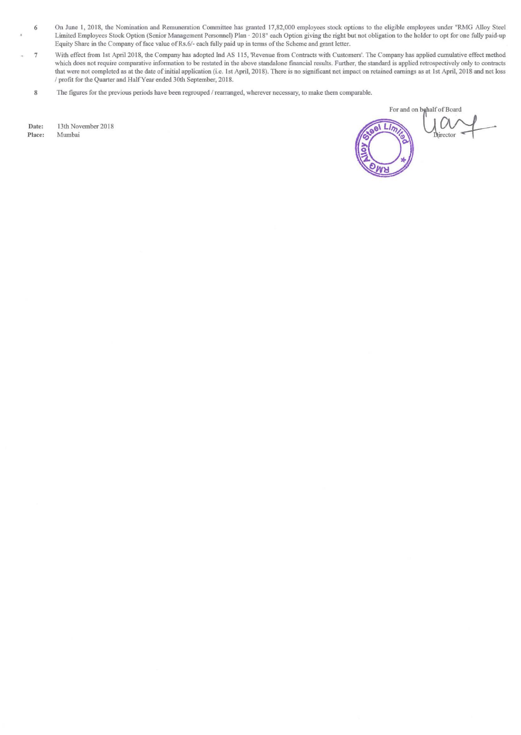6. On June 1, 2018, the Nomination and Remuneration Committee has granted 17,82,000 employees stock options to the eligible employees under "RMG Alloy Steel Limited Employees Stock Option (Senior Management Personnel) Plan - 2018" each Option giving the right but not obligation to the holder to opt for one fully paid-up Equity Share in the Company of face value of Rs.6/- each fully paid up in terms of the Scheme and grant letter.

7. With effect from 1st April 2018, the Company has adopted Ind AS 115, 'Revenue from Contracts with Customers'. The Company has applied cumulative effect method which does not require comparative information to be restated in the above standalone financial results. Further, the standard is applied retrospectively only to contracts that were not completed as at the date of initial application (i.e. 1st April, 2018). There is no significant net impact on retained earnings as at 1st April, 2018 and net loss / profit for the Quarter and Half Year ended 30th September, 2018.

8. The figures for the previous periods have been regrouped / rearranged, wherever necessary, to make them comparable.

For and on behalf of Board

Director

**Date:** 13th November 2018
**Place:** Mumbai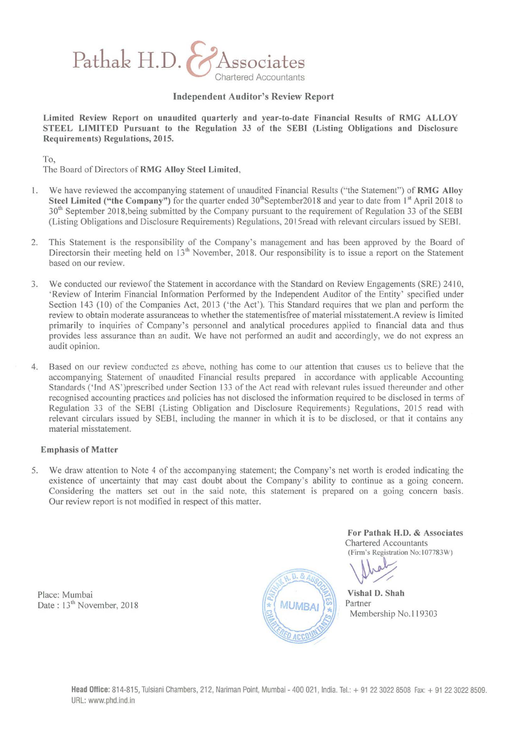Pathak H.D. & Associates
Chartered Accountants

## Independent Auditor's Review Report

**Limited Review Report on unaudited quarterly and year-to-date Financial Results of RMG ALLOY STEEL LIMITED Pursuant to the Regulation 33 of the SEBI (Listing Obligations and Disclosure Requirements) Regulations, 2015.**

To,
The Board of Directors of **RMG Alloy Steel Limited**,

1. We have reviewed the accompanying statement of unaudited Financial Results ("the Statement") of **RMG Alloy Steel Limited ("the Company")** for the quarter ended 30th September2018 and year to date from 1st April 2018 to 30th September 2018,being submitted by the Company pursuant to the requirement of Regulation 33 of the SEBI (Listing Obligations and Disclosure Requirements) Regulations, 2015read with relevant circulars issued by SEBI.

2. This Statement is the responsibility of the Company's management and has been approved by the Board of Directorsin their meeting held on 13th November, 2018. Our responsibility is to issue a report on the Statement based on our review.

3. We conducted our reviewof the Statement in accordance with the Standard on Review Engagements (SRE) 2410, 'Review of Interim Financial Information Performed by the Independent Auditor of the Entity' specified under Section 143 (10) of the Companies Act, 2013 ('the Act'). This Standard requires that we plan and perform the review to obtain moderate assuranceas to whether the statementisfree of material misstatement.A review is limited primarily to inquiries of Company's personnel and analytical procedures applied to financial data and thus provides less assurance than an audit. We have not performed an audit and accordingly, we do not express an audit opinion.

4. Based on our review conducted as above, nothing has come to our attention that causes us to believe that the accompanying Statement of unaudited Financial results prepared in accordance with applicable Accounting Standards ('Ind AS')prescribed under Section 133 of the Act read with relevant rules issued thereunder and other recognised accounting practices and policies has not disclosed the information required to be disclosed in terms of Regulation 33 of the SEBI (Listing Obligation and Disclosure Requirements) Regulations, 2015 read with relevant circulars issued by SEBI, including the manner in which it is to be disclosed, or that it contains any material misstatement.

**Emphasis of Matter**

5. We draw attention to Note 4 of the accompanying statement; the Company's net worth is eroded indicating the existence of uncertainty that may cast doubt about the Company's ability to continue as a going concern. Considering the matters set out in the said note, this statement is prepared on a going concern basis. Our review report is not modified in respect of this matter.

**For Pathak H.D. & Associates**
Chartered Accountants
(Firm's Registration No:107783W)

**Vishal D. Shah**
Partner
Membership No.119303

Place: Mumbai
Date : 13th November, 2018

**Head Office:** 814-815, Tulsiani Chambers, 212, Nariman Point, Mumbai - 400 021, India. Tel.: + 91 22 3022 8508 Fax: + 91 22 3022 8509.
URL: www.phd.ind.in